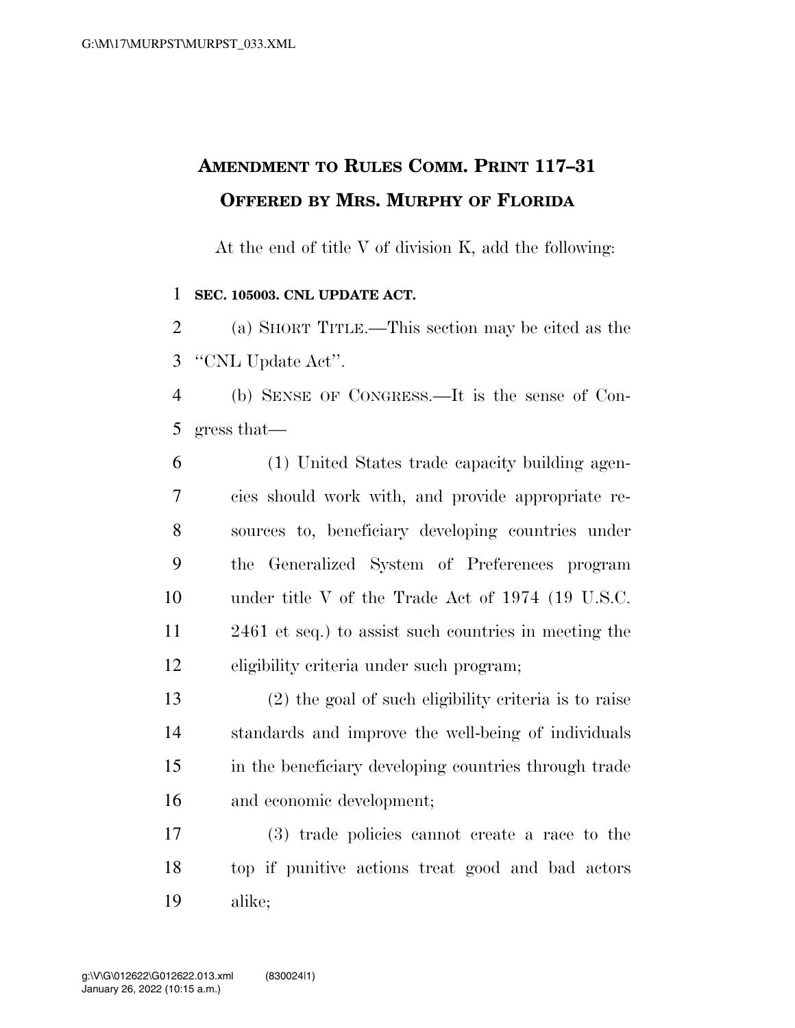# AMENDMENT TO RULES COMM. PRINT 117–31 OFFERED BY MRS. MURPHY OF FLORIDA

At the end of title V of division K, add the following:

**SEC. 105003. CNL UPDATE ACT.**

(a) SHORT TITLE.—This section may be cited as the "CNL Update Act".

(b) SENSE OF CONGRESS.—It is the sense of Congress that—

(1) United States trade capacity building agencies should work with, and provide appropriate resources to, beneficiary developing countries under the Generalized System of Preferences program under title V of the Trade Act of 1974 (19 U.S.C. 2461 et seq.) to assist such countries in meeting the eligibility criteria under such program;

(2) the goal of such eligibility criteria is to raise standards and improve the well-being of individuals in the beneficiary developing countries through trade and economic development;

(3) trade policies cannot create a race to the top if punitive actions treat good and bad actors alike;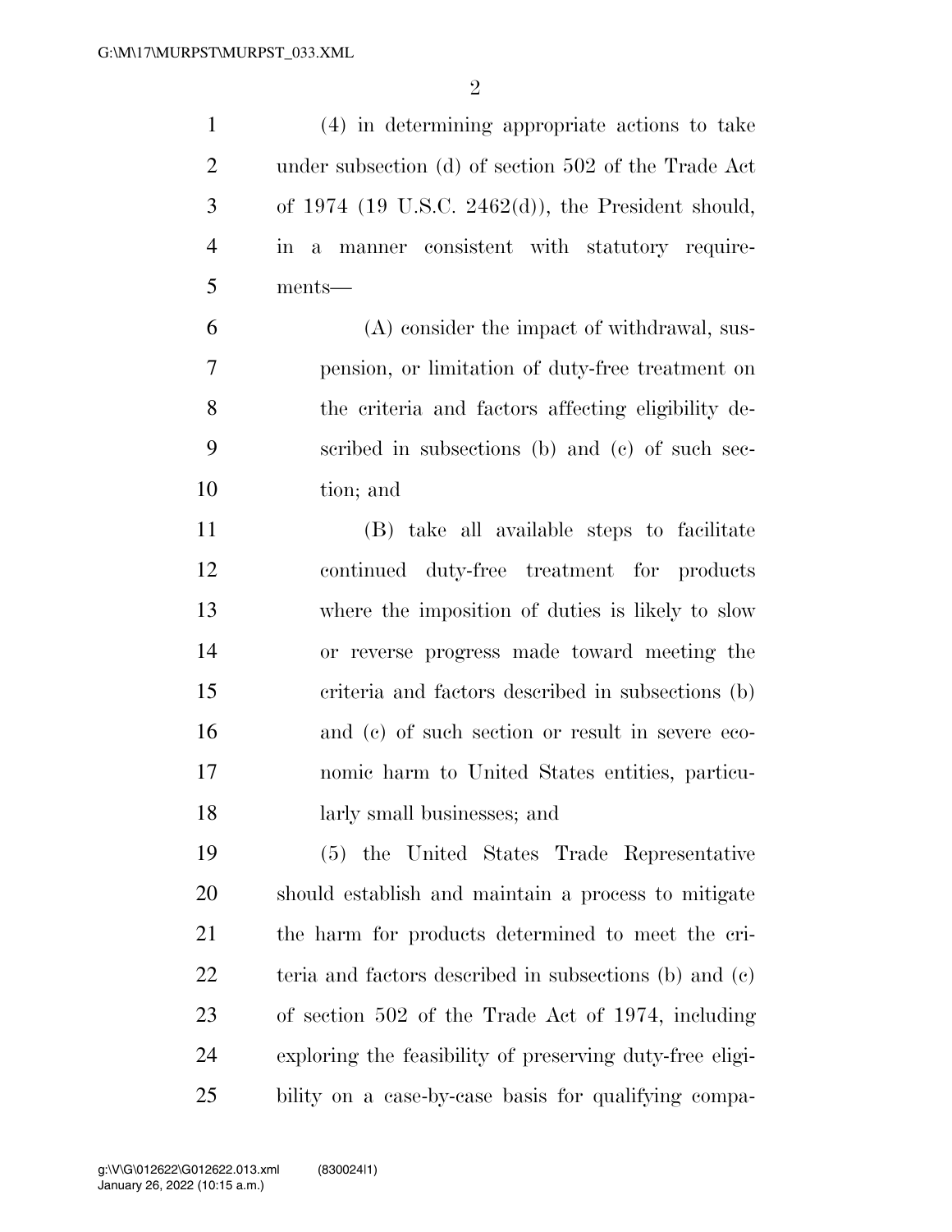(4) in determining appropriate actions to take under subsection (d) of section 502 of the Trade Act of 1974 (19 U.S.C. 2462(d)), the President should, in a manner consistent with statutory requirements—

(A) consider the impact of withdrawal, suspension, or limitation of duty-free treatment on the criteria and factors affecting eligibility described in subsections (b) and (c) of such section; and

(B) take all available steps to facilitate continued duty-free treatment for products where the imposition of duties is likely to slow or reverse progress made toward meeting the criteria and factors described in subsections (b) and (c) of such section or result in severe economic harm to United States entities, particularly small businesses; and

(5) the United States Trade Representative should establish and maintain a process to mitigate the harm for products determined to meet the criteria and factors described in subsections (b) and (c) of section 502 of the Trade Act of 1974, including exploring the feasibility of preserving duty-free eligibility on a case-by-case basis for qualifying compa-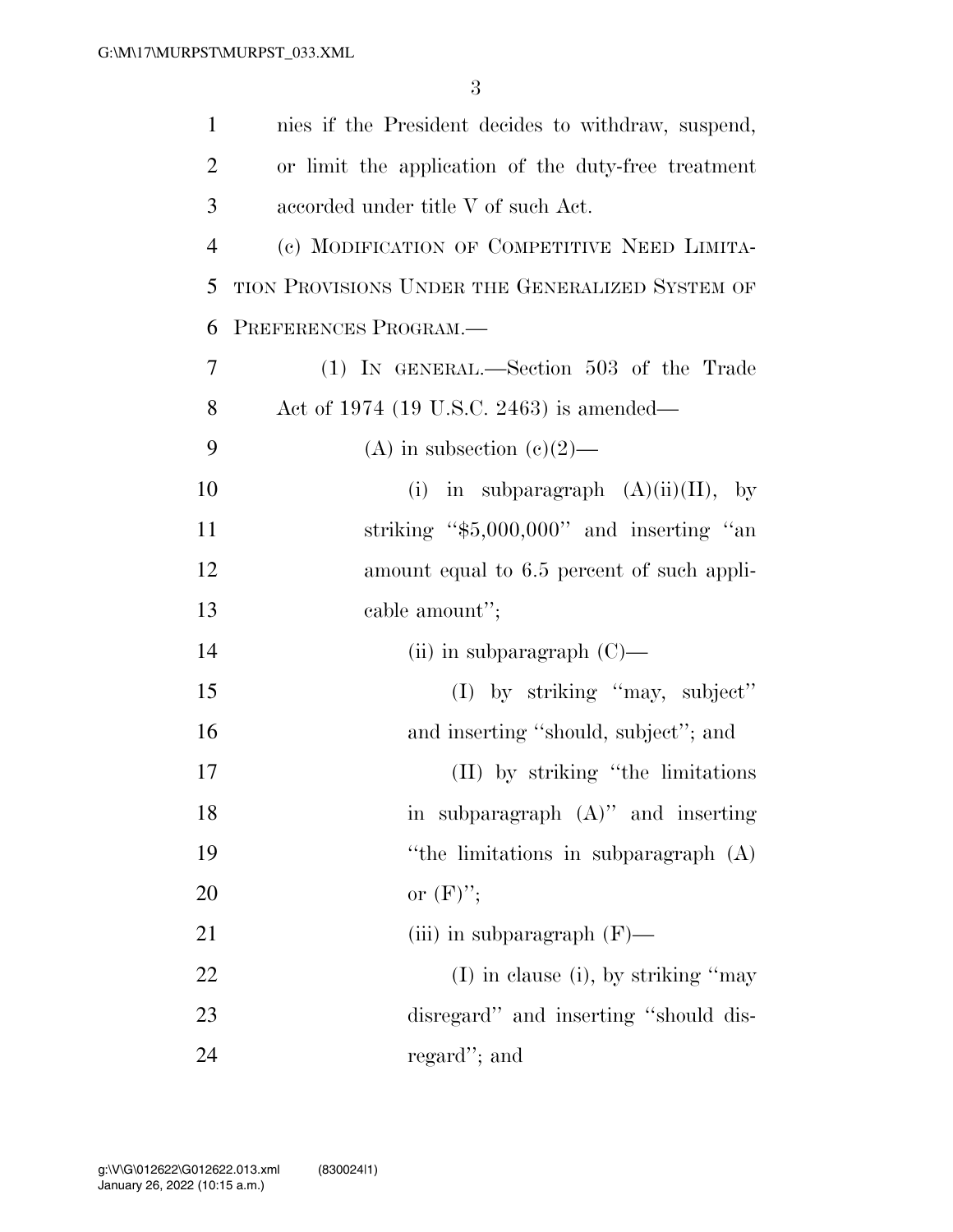nies if the President decides to withdraw, suspend, or limit the application of the duty-free treatment accorded under title V of such Act.

(c) MODIFICATION OF COMPETITIVE NEED LIMITATION PROVISIONS UNDER THE GENERALIZED SYSTEM OF PREFERENCES PROGRAM.—

(1) IN GENERAL.—Section 503 of the Trade Act of 1974 (19 U.S.C. 2463) is amended—

(A) in subsection (c)(2)—

(i) in subparagraph (A)(ii)(II), by striking "$5,000,000" and inserting "an amount equal to 6.5 percent of such applicable amount";

(ii) in subparagraph (C)—

(I) by striking "may, subject" and inserting "should, subject"; and

(II) by striking "the limitations in subparagraph (A)" and inserting "the limitations in subparagraph (A) or (F)";

(iii) in subparagraph (F)—

(I) in clause (i), by striking "may disregard" and inserting "should disregard"; and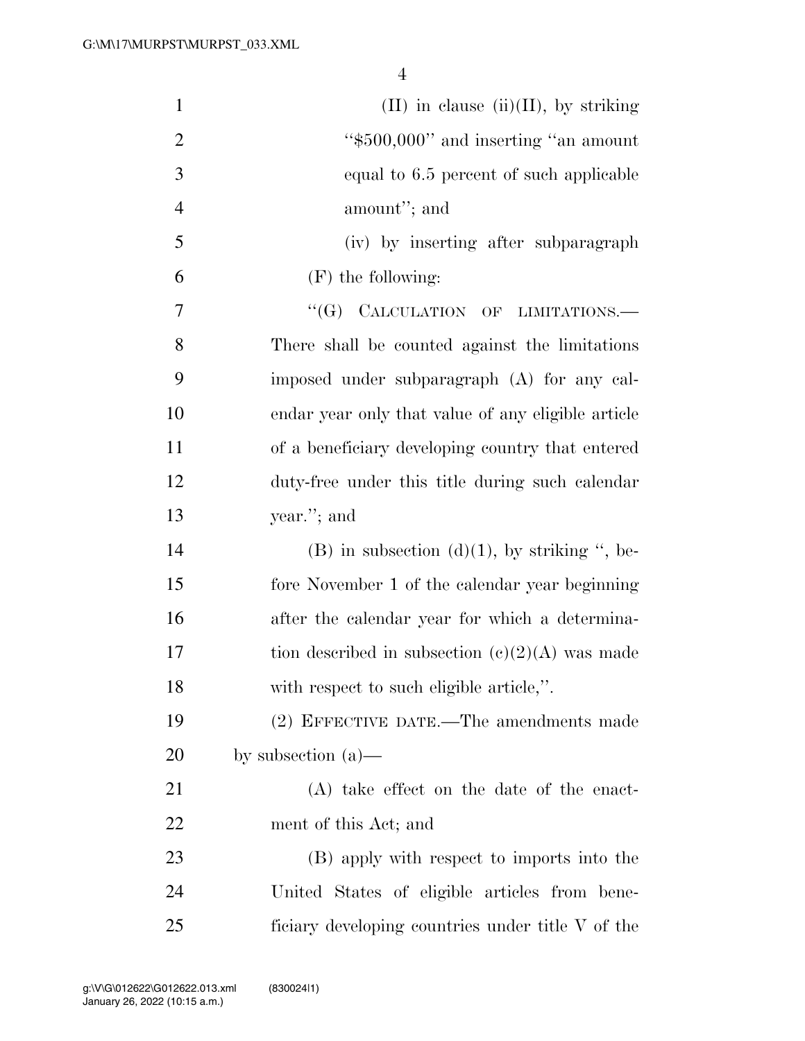(II) in clause (ii)(II), by striking "$500,000" and inserting "an amount equal to 6.5 percent of such applicable amount"; and

(iv) by inserting after subparagraph (F) the following:

"(G) CALCULATION OF LIMITATIONS.—There shall be counted against the limitations imposed under subparagraph (A) for any calendar year only that value of any eligible article of a beneficiary developing country that entered duty-free under this title during such calendar year."; and

(B) in subsection (d)(1), by striking ", before November 1 of the calendar year beginning after the calendar year for which a determination described in subsection (c)(2)(A) was made with respect to such eligible article,".

(2) EFFECTIVE DATE.—The amendments made by subsection (a)—

(A) take effect on the date of the enactment of this Act; and

(B) apply with respect to imports into the United States of eligible articles from beneficiary developing countries under title V of the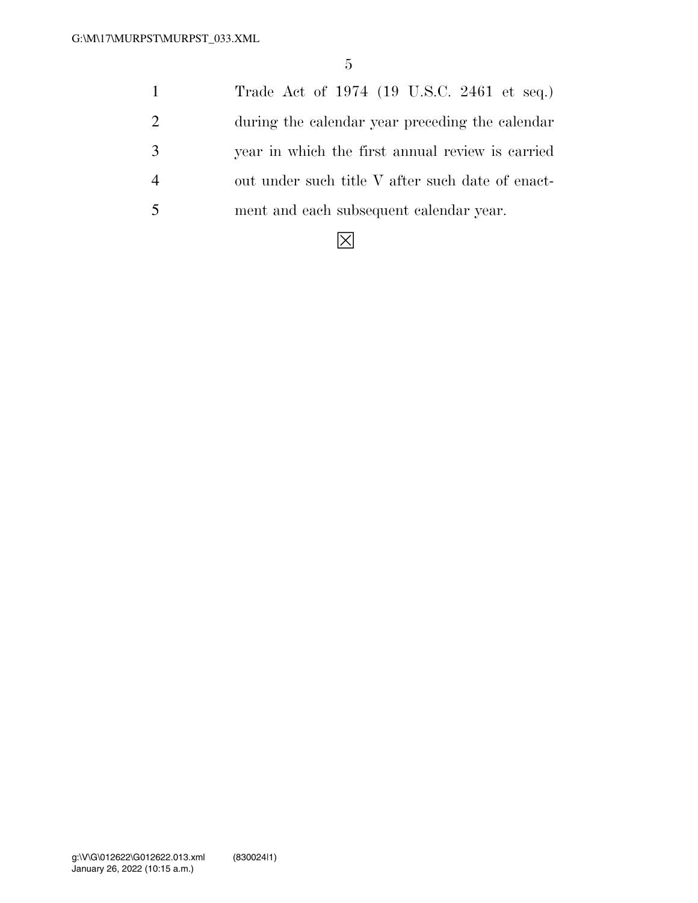Trade Act of 1974 (19 U.S.C. 2461 et seq.) during the calendar year preceding the calendar year in which the first annual review is carried out under such title V after such date of enactment and each subsequent calendar year.